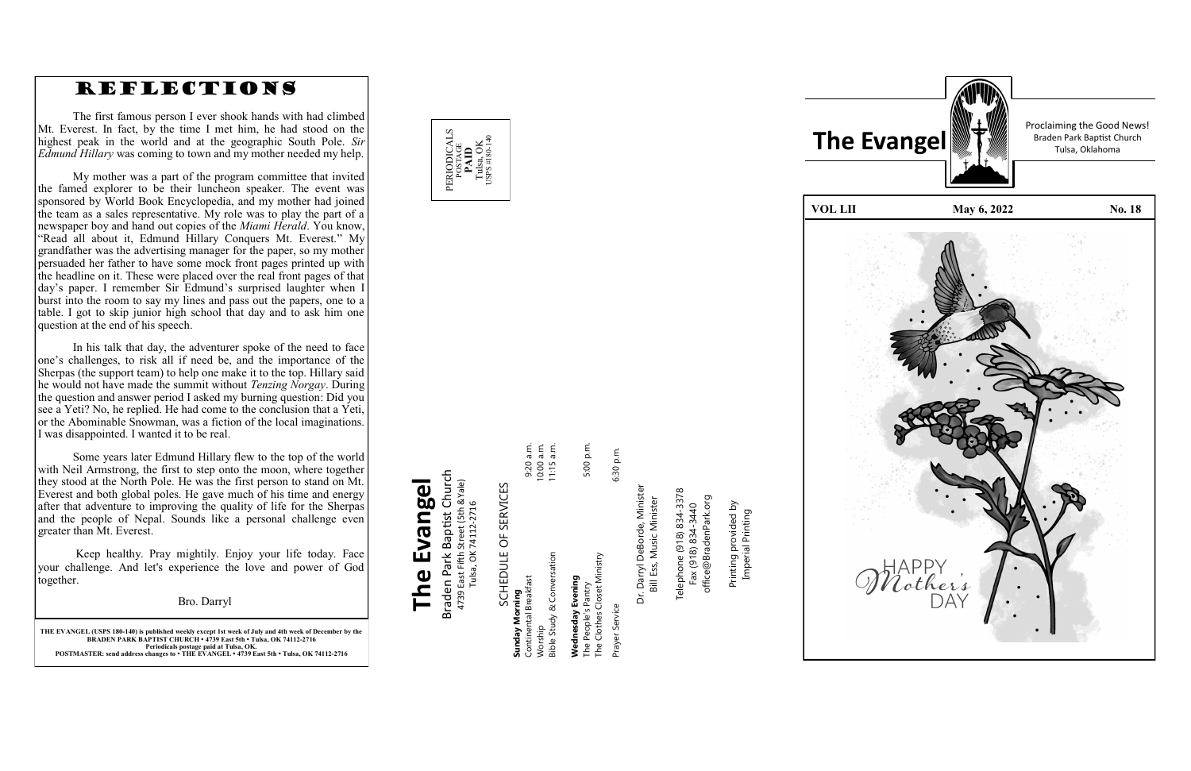# REFLECTIONS

The first famous person I ever shook hands with had climbed Mt. Everest. In fact, by the time I met him, he had stood on the highest peak in the world and at the geographic South Pole. *Sir Edmund Hillary* was coming to town and my mother needed my help.

My mother was a part of the program committee that invited the famed explorer to be their luncheon speaker. The event was sponsored by World Book Encyclopedia, and my mother had joined the team as a sales representative. My role was to play the part of a newspaper boy and hand out copies of the *Miami Herald*. You know, "Read all about it, Edmund Hillary Conquers Mt. Everest." My grandfather was the advertising manager for the paper, so my mother persuaded her father to have some mock front pages printed up with the headline on it. These were placed over the real front pages of that day's paper. I remember Sir Edmund's surprised laughter when I burst into the room to say my lines and pass out the papers, one to a table. I got to skip junior high school that day and to ask him one question at the end of his speech.

In his talk that day, the adventurer spoke of the need to face one's challenges, to risk all if need be, and the importance of the Sherpas (the support team) to help one make it to the top. Hillary said he would not have made the summit without *Tenzing Norgay*. During the question and answer period I asked my burning question: Did you see a Yeti? No, he replied. He had come to the conclusion that a Yeti, or the Abominable Snowman, was a fiction of the local imaginations. I was disappointed. I wanted it to be real.

Some years later Edmund Hillary flew to the top of the world with Neil Armstrong, the first to step onto the moon, where together they stood at the North Pole. He was the first person to stand on Mt. Everest and both global poles. He gave much of his time and energy after that adventure to improving the quality of life for the Sherpas and the people of Nepal. Sounds like a personal challenge even greater than Mt. Everest.

Keep healthy. Pray mightily. Enjoy your life today. Face your challenge. And let's experience the love and power of God together.

Bro. Darryl

**THE EVANGEL (USPS 180-140) is published weekly except 1st week of July and 4th week of December by the BRADEN PARK BAPTIST CHURCH • 4739 East 5th • Tulsa, OK 74112-2716**
**Periodicals postage paid at Tulsa, OK.**
**POSTMASTER: send address changes to • THE EVANGEL • 4739 East 5th • Tulsa, OK 74112-2716**

PERIODICALS
POSTAGE
**PAID**
Tulsa, OK
USPS #180-140

# The Evangel

Braden Park Baptist Church
4739 East Fifth Street (5th & Yale)
Tulsa, OK 74112-2716

SCHEDULE OF SERVICES

**Sunday Morning**
Continental Breakfast 9:20 a.m.
Worship 10:00 a.m.
Bible Study & Conversation 11:15 a.m.

**Wednesday Evening**
The People's Pantry 5:00 p.m.
The Clothes Closet Ministry

Prayer Service 6:30 p.m.

Dr. Darryl DeBorde, Minister
Bill Ess, Music Minister

Telephone (918) 834-3378
Fax (918) 834-3440
office@BradenPark.org

Printing provided by
Imperial Printing

# The Evangel

Proclaiming the Good News!
Braden Park Baptist Church
Tulsa, Oklahoma

**VOL LII** **May 6, 2022** **No. 18**

HAPPY Mother's DAY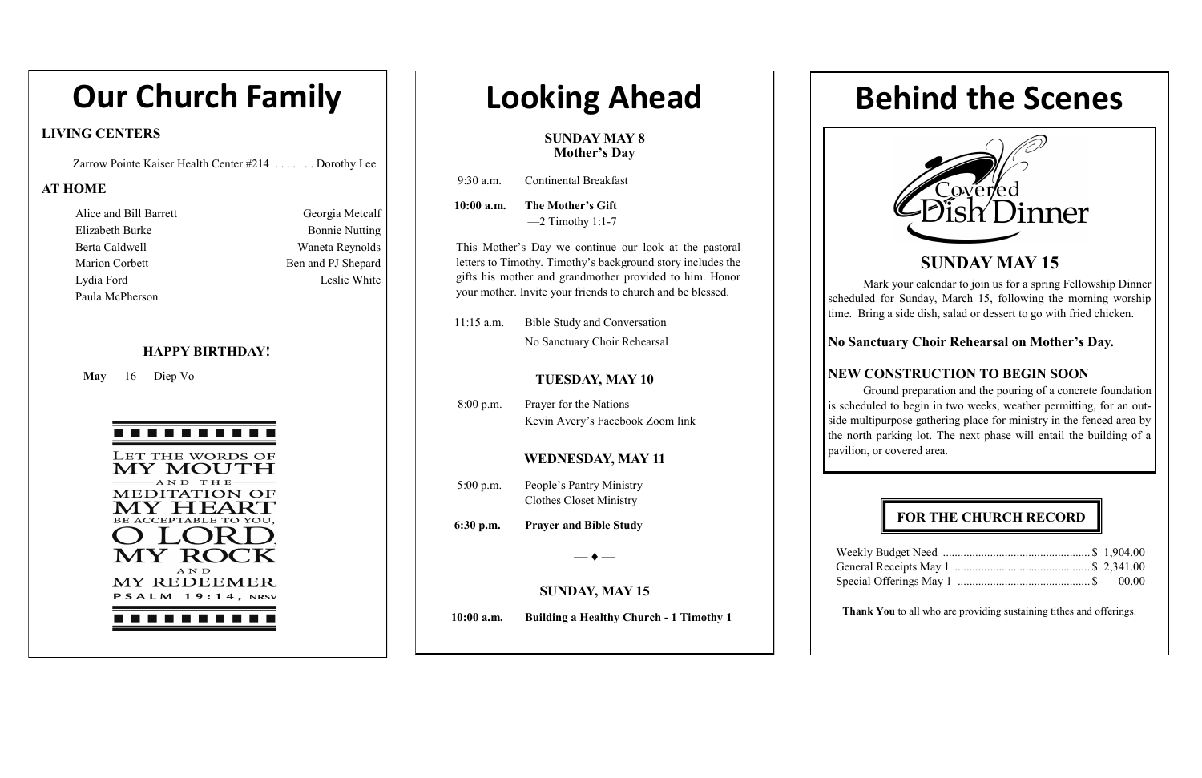# Our Church Family

### LIVING CENTERS

Zarrow Pointe Kaiser Health Center #214 . . . . . . . Dorothy Lee

### AT HOME

Alice and Bill Barrett
Elizabeth Burke
Berta Caldwell
Marion Corbett
Lydia Ford
Paula McPherson
Georgia Metcalf
Bonnie Nutting
Waneta Reynolds
Ben and PJ Shepard
Leslie White

### HAPPY BIRTHDAY!

**May** 16 Diep Vo

LET THE WORDS OF MY MOUTH AND THE MEDITATION OF MY HEART BE ACCEPTABLE TO YOU, O LORD, MY ROCK AND MY REDEEMER.
PSALM 19:14, NRSV

# Looking Ahead

### SUNDAY MAY 8
**Mother's Day**

9:30 a.m. Continental Breakfast

**10:00 a.m. The Mother's Gift**
—2 Timothy 1:1-7

This Mother's Day we continue our look at the pastoral letters to Timothy. Timothy's background story includes the gifts his mother and grandmother provided to him. Honor your mother. Invite your friends to church and be blessed.

11:15 a.m. Bible Study and Conversation
No Sanctuary Choir Rehearsal

### TUESDAY, MAY 10

8:00 p.m. Prayer for the Nations
Kevin Avery's Facebook Zoom link

### WEDNESDAY, MAY 11

5:00 p.m. People's Pantry Ministry
Clothes Closet Ministry

**6:30 p.m. Prayer and Bible Study**

— ♦ —

### SUNDAY, MAY 15

**10:00 a.m. Building a Healthy Church - 1 Timothy 1**

# Behind the Scenes

Covered Dish Dinner

## SUNDAY MAY 15

Mark your calendar to join us for a spring Fellowship Dinner scheduled for Sunday, March 15, following the morning worship time. Bring a side dish, salad or dessert to go with fried chicken.

**No Sanctuary Choir Rehearsal on Mother's Day.**

### NEW CONSTRUCTION TO BEGIN SOON

Ground preparation and the pouring of a concrete foundation is scheduled to begin in two weeks, weather permitting, for an outside multipurpose gathering place for ministry in the fenced area by the north parking lot. The next phase will entail the building of a pavilion, or covered area.

### FOR THE CHURCH RECORD

| | |
|---|---|
| Weekly Budget Need | $ 1,904.00 |
| General Receipts May 1 | $ 2,341.00 |
| Special Offerings May 1 | $ 00.00 |

**Thank You** to all who are providing sustaining tithes and offerings.